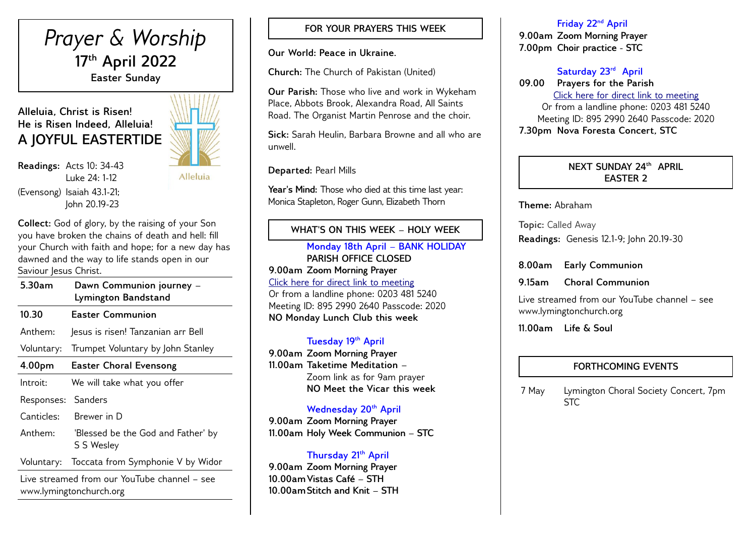# *Prayer & Worship*

## 17th April 2022

**Easter Sunday**

**Alleluia, Christ is Risen!**
**He is Risen Indeed, Alleluia!**

## A JOYFUL EASTERTIDE

Alleluia

**Readings:** Acts 10: 34-43
Luke 24: 1-12
(Evensong) Isaiah 43.1-21;
John 20.19-23

**Collect:** God of glory, by the raising of your Son you have broken the chains of death and hell: fill your Church with faith and hope; for a new day has dawned and the way to life stands open in our Saviour Jesus Christ.

| | |
|---|---|
| **5.30am** | **Dawn Communion journey – Lymington Bandstand** |
| **10.30** | **Easter Communion** |
| Anthem: | Jesus is risen! Tanzanian arr Bell |
| Voluntary: | Trumpet Voluntary by John Stanley |
| **4.00pm** | **Easter Choral Evensong** |
| Introit: | We will take what you offer |
| Responses: | Sanders |
| Canticles: | Brewer in D |
| Anthem: | 'Blessed be the God and Father' by S S Wesley |
| Voluntary: | Toccata from Symphonie V by Widor |

Live streamed from our YouTube channel – see www.lymingtonchurch.org

## FOR YOUR PRAYERS THIS WEEK

**Our World: Peace in Ukraine.**

**Church:** The Church of Pakistan (United)

**Our Parish:** Those who live and work in Wykeham Place, Abbots Brook, Alexandra Road, All Saints Road. The Organist Martin Penrose and the choir.

**Sick:** Sarah Heulin, Barbara Browne and all who are unwell.

**Departed:** Pearl Mills

**Year's Mind:** Those who died at this time last year: Monica Stapleton, Roger Gunn, Elizabeth Thorn

## WHAT'S ON THIS WEEK – HOLY WEEK

**Monday 18th April – BANK HOLIDAY**
**PARISH OFFICE CLOSED**
**9.00am Zoom Morning Prayer**
Click here for direct link to meeting
Or from a landline phone: 0203 481 5240
Meeting ID: 895 2990 2640 Passcode: 2020
**NO Monday Lunch Club this week**

**Tuesday 19th April**
**9.00am Zoom Morning Prayer**
**11.00am Taketime Meditation –**
Zoom link as for 9am prayer
**NO Meet the Vicar this week**

**Wednesday 20th April**
**9.00am Zoom Morning Prayer**
**11.00am Holy Week Communion – STC**

**Thursday 21st April**
**9.00am Zoom Morning Prayer**
**10.00am Vistas Café – STH**
**10.00am Stitch and Knit – STH**

**Friday 22nd April**
**9.00am Zoom Morning Prayer**
**7.00pm Choir practice - STC**

**Saturday 23rd April**
**09.00 Prayers for the Parish**
Click here for direct link to meeting
Or from a landline phone: 0203 481 5240
Meeting ID: 895 2990 2640 Passcode: 2020
**7.30pm Nova Foresta Concert, STC**

## NEXT SUNDAY 24th APRIL EASTER 2

**Theme:** Abraham

**Topic:** Called Away

**Readings:** Genesis 12.1-9; John 20.19-30

**8.00am Early Communion**

**9.15am Choral Communion**

Live streamed from our YouTube channel – see www.lymingtonchurch.org

**11.00am Life & Soul**

## FORTHCOMING EVENTS

| | |
|---|---|
| 7 May | Lymington Choral Society Concert, 7pm STC |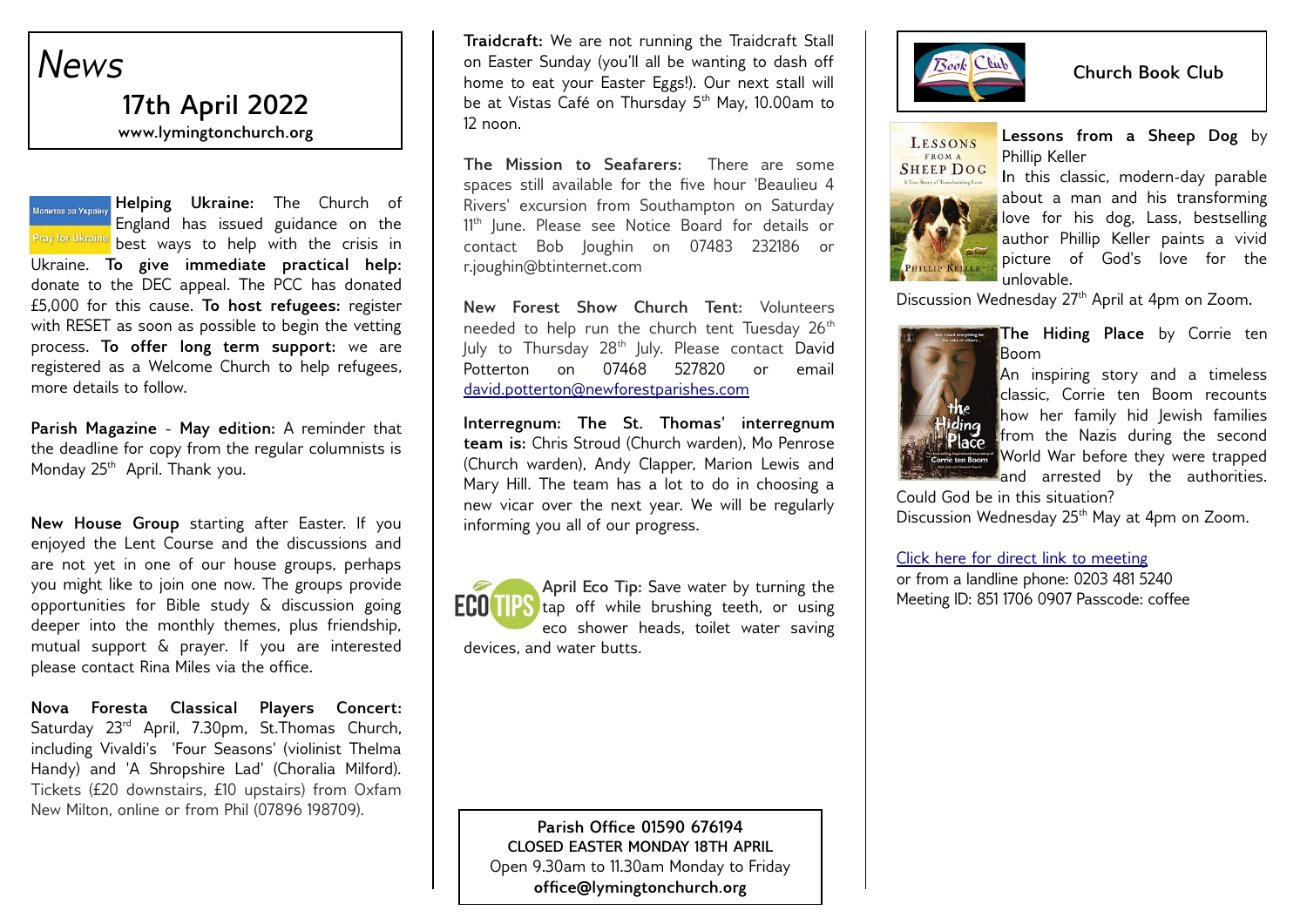# News

## 17th April 2022

**www.lymingtonchurch.org**

**Helping Ukraine:** The Church of England has issued guidance on the best ways to help with the crisis in Ukraine. **To give immediate practical help:** donate to the DEC appeal. The PCC has donated £5,000 for this cause. **To host refugees:** register with RESET as soon as possible to begin the vetting process. **To offer long term support:** we are registered as a Welcome Church to help refugees, more details to follow.

**Parish Magazine - May edition:** A reminder that the deadline for copy from the regular columnists is Monday 25th April. Thank you.

**New House Group** starting after Easter. If you enjoyed the Lent Course and the discussions and are not yet in one of our house groups, perhaps you might like to join one now. The groups provide opportunities for Bible study & discussion going deeper into the monthly themes, plus friendship, mutual support & prayer. If you are interested please contact Rina Miles via the office.

**Nova Foresta Classical Players Concert:** Saturday 23rd April, 7.30pm, St.Thomas Church, including Vivaldi's 'Four Seasons' (violinist Thelma Handy) and 'A Shropshire Lad' (Choralia Milford). Tickets (£20 downstairs, £10 upstairs) from Oxfam New Milton, online or from Phil (07896 198709).

**Traidcraft:** We are not running the Traidcraft Stall on Easter Sunday (you'll all be wanting to dash off home to eat your Easter Eggs!). Our next stall will be at Vistas Café on Thursday 5th May, 10.00am to 12 noon.

**The Mission to Seafarers:** There are some spaces still available for the five hour 'Beaulieu 4 Rivers' excursion from Southampton on Saturday 11th June. Please see Notice Board for details or contact Bob Joughin on 07483 232186 or r.joughin@btinternet.com

**New Forest Show Church Tent:** Volunteers needed to help run the church tent Tuesday 26th July to Thursday 28th July. Please contact David Potterton on 07468 527820 or email david.potterton@newforestparishes.com

**Interregnum: The St. Thomas' interregnum team is:** Chris Stroud (Church warden), Mo Penrose (Church warden), Andy Clapper, Marion Lewis and Mary Hill. The team has a lot to do in choosing a new vicar over the next year. We will be regularly informing you all of our progress.

**April Eco Tip:** Save water by turning the tap off while brushing teeth, or using eco shower heads, toilet water saving devices, and water butts.

**Parish Office 01590 676194**
**CLOSED EASTER MONDAY 18TH APRIL**
Open 9.30am to 11.30am Monday to Friday
**office@lymingtonchurch.org**

## Church Book Club

**Lessons from a Sheep Dog** by Phillip Keller
In this classic, modern-day parable about a man and his transforming love for his dog, Lass, bestselling author Phillip Keller paints a vivid picture of God's love for the unlovable.
Discussion Wednesday 27th April at 4pm on Zoom.

**The Hiding Place** by Corrie ten Boom
An inspiring story and a timeless classic, Corrie ten Boom recounts how her family hid Jewish families from the Nazis during the second World War before they were trapped and arrested by the authorities. Could God be in this situation?
Discussion Wednesday 25th May at 4pm on Zoom.

Click here for direct link to meeting
or from a landline phone: 0203 481 5240
Meeting ID: 851 1706 0907 Passcode: coffee